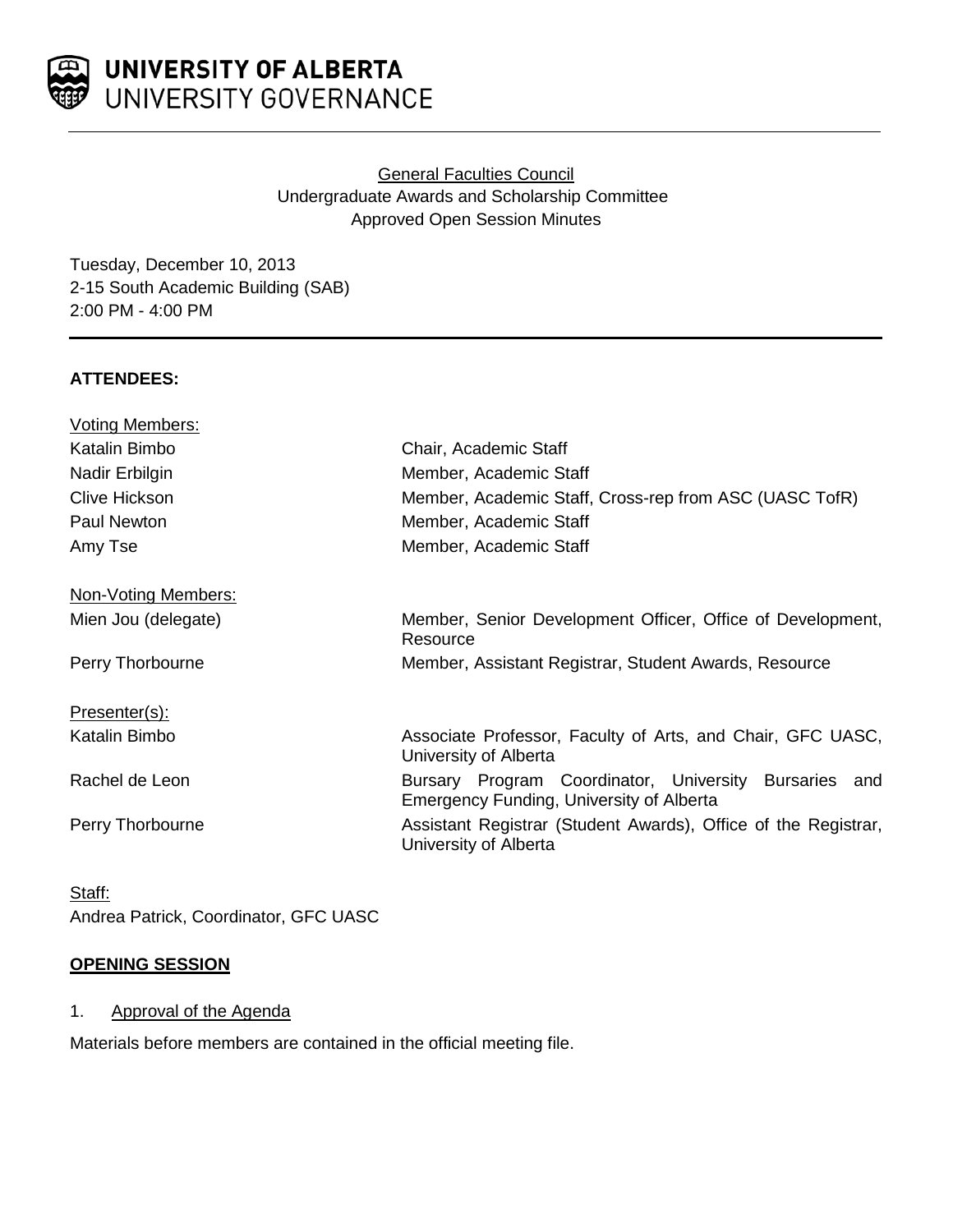**UNIVERSITY OF ALBERTA**
UNIVERSITY GOVERNANCE

General Faculties Council
Undergraduate Awards and Scholarship Committee
Approved Open Session Minutes

Tuesday, December 10, 2013
2-15 South Academic Building (SAB)
2:00 PM - 4:00 PM

**ATTENDEES:**

| | |
|---|---|
| Voting Members: | |
| Katalin Bimbo | Chair, Academic Staff |
| Nadir Erbilgin | Member, Academic Staff |
| Clive Hickson | Member, Academic Staff, Cross-rep from ASC (UASC TofR) |
| Paul Newton | Member, Academic Staff |
| Amy Tse | Member, Academic Staff |
| Non-Voting Members: | |
| Mien Jou (delegate) | Member, Senior Development Officer, Office of Development, Resource |
| Perry Thorbourne | Member, Assistant Registrar, Student Awards, Resource |
| Presenter(s): | |
| Katalin Bimbo | Associate Professor, Faculty of Arts, and Chair, GFC UASC, University of Alberta |
| Rachel de Leon | Bursary Program Coordinator, University Bursaries and Emergency Funding, University of Alberta |
| Perry Thorbourne | Assistant Registrar (Student Awards), Office of the Registrar, University of Alberta |

Staff:
Andrea Patrick, Coordinator, GFC UASC

**OPENING SESSION**

1. Approval of the Agenda

Materials before members are contained in the official meeting file.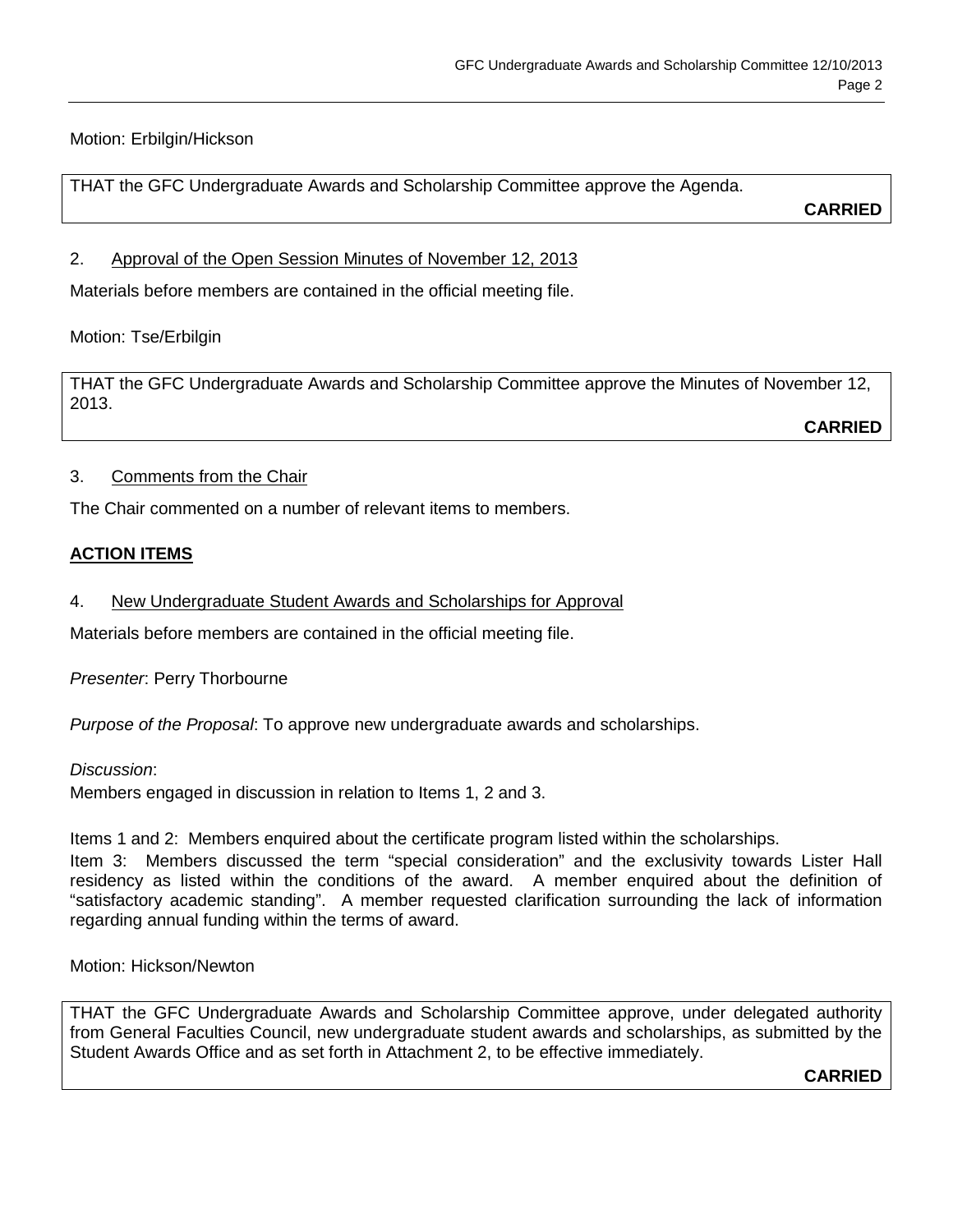Motion: Erbilgin/Hickson

> THAT the GFC Undergraduate Awards and Scholarship Committee approve the Agenda.
>
> **CARRIED**

2. Approval of the Open Session Minutes of November 12, 2013

Materials before members are contained in the official meeting file.

Motion: Tse/Erbilgin

> THAT the GFC Undergraduate Awards and Scholarship Committee approve the Minutes of November 12, 2013.
>
> **CARRIED**

3. Comments from the Chair

The Chair commented on a number of relevant items to members.

**ACTION ITEMS**

4. New Undergraduate Student Awards and Scholarships for Approval

Materials before members are contained in the official meeting file.

*Presenter*: Perry Thorbourne

*Purpose of the Proposal*: To approve new undergraduate awards and scholarships.

*Discussion*:
Members engaged in discussion in relation to Items 1, 2 and 3.

Items 1 and 2: Members enquired about the certificate program listed within the scholarships.
Item 3: Members discussed the term "special consideration" and the exclusivity towards Lister Hall residency as listed within the conditions of the award. A member enquired about the definition of "satisfactory academic standing". A member requested clarification surrounding the lack of information regarding annual funding within the terms of award.

Motion: Hickson/Newton

> THAT the GFC Undergraduate Awards and Scholarship Committee approve, under delegated authority from General Faculties Council, new undergraduate student awards and scholarships, as submitted by the Student Awards Office and as set forth in Attachment 2, to be effective immediately.
>
> **CARRIED**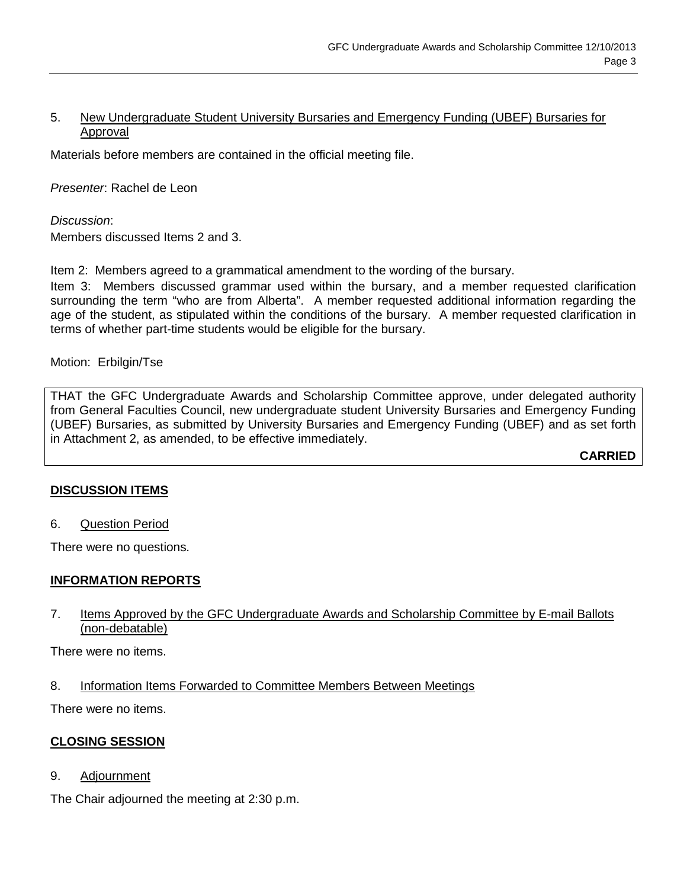5. New Undergraduate Student University Bursaries and Emergency Funding (UBEF) Bursaries for Approval

Materials before members are contained in the official meeting file.

*Presenter*: Rachel de Leon

*Discussion*:
Members discussed Items 2 and 3.

Item 2: Members agreed to a grammatical amendment to the wording of the bursary.
Item 3: Members discussed grammar used within the bursary, and a member requested clarification surrounding the term "who are from Alberta". A member requested additional information regarding the age of the student, as stipulated within the conditions of the bursary. A member requested clarification in terms of whether part-time students would be eligible for the bursary.

Motion: Erbilgin/Tse

THAT the GFC Undergraduate Awards and Scholarship Committee approve, under delegated authority from General Faculties Council, new undergraduate student University Bursaries and Emergency Funding (UBEF) Bursaries, as submitted by University Bursaries and Emergency Funding (UBEF) and as set forth in Attachment 2, as amended, to be effective immediately.

**CARRIED**

## DISCUSSION ITEMS

6. Question Period

There were no questions.

## INFORMATION REPORTS

7. Items Approved by the GFC Undergraduate Awards and Scholarship Committee by E-mail Ballots (non-debatable)

There were no items.

8. Information Items Forwarded to Committee Members Between Meetings

There were no items.

## CLOSING SESSION

9. Adjournment

The Chair adjourned the meeting at 2:30 p.m.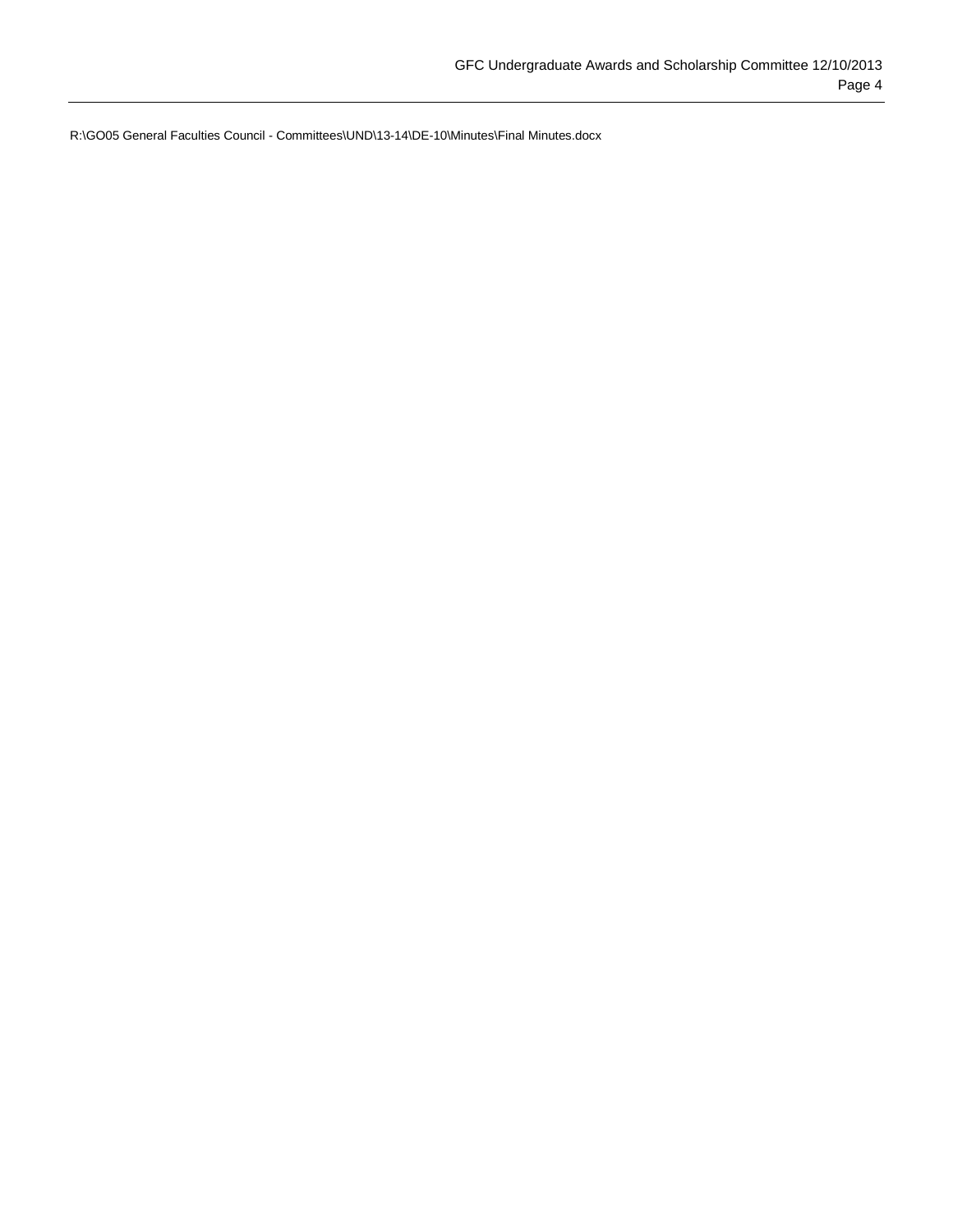R:\GO05 General Faculties Council - Committees\UND\13-14\DE-10\Minutes\Final Minutes.docx